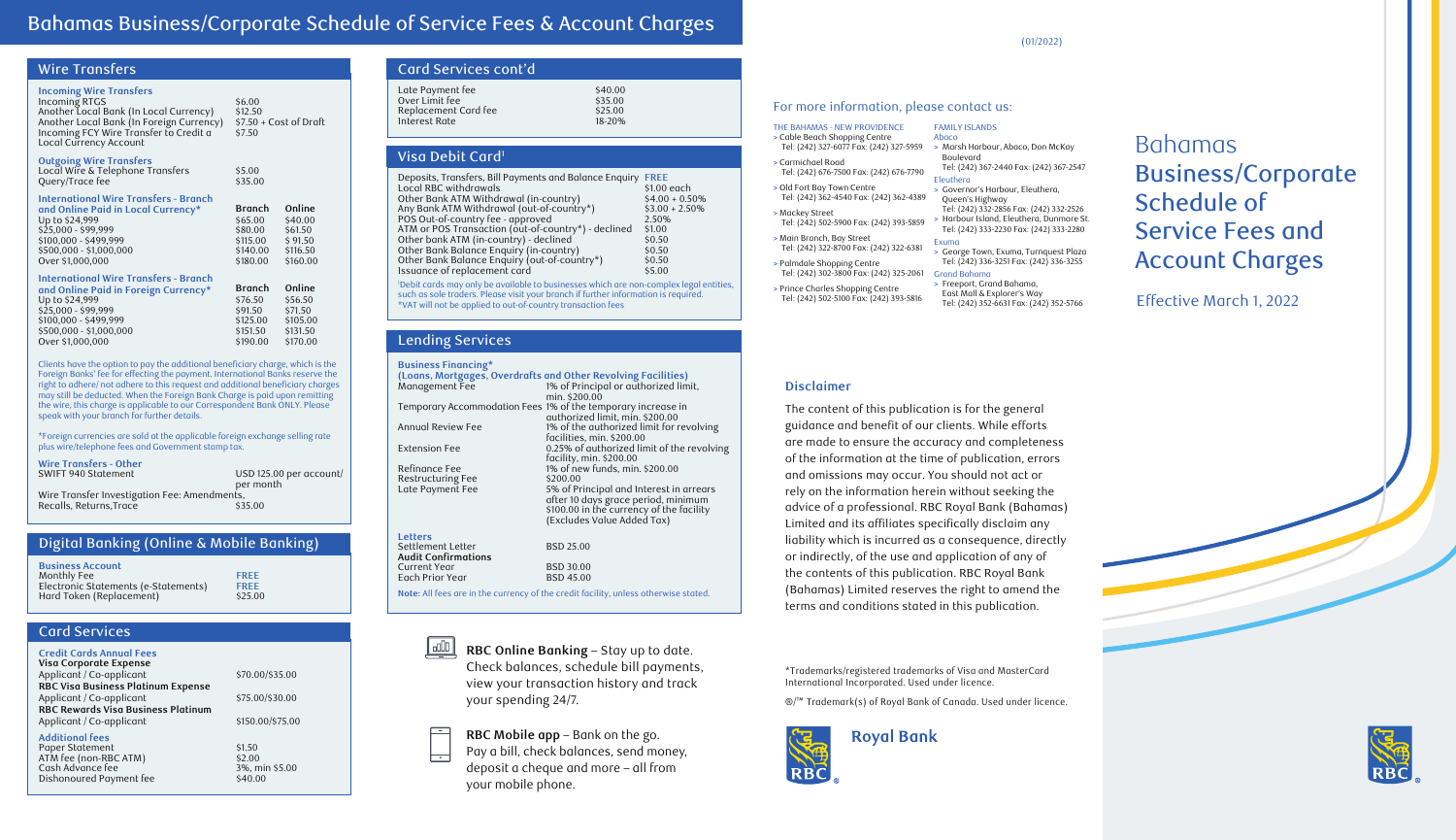# Bahamas Business/Corporate Schedule of Service Fees & Account Charges

(01/2022)

## Wire Transfers

### Incoming Wire Transfers

| | |
|---|---|
| Incoming RTGS | $6.00 |
| Another Local Bank (In Local Currency) | $12.50 |
| Another Local Bank (In Foreign Currency) | $7.50 + Cost of Draft |
| Incoming FCY Wire Transfer to Credit a Local Currency Account | $7.50 |

### Outgoing Wire Transfers

| | |
|---|---|
| Local Wire & Telephone Transfers | $5.00 |
| Query/Trace fee | $35.00 |

### International Wire Transfers - Branch and Online Paid in Local Currency*

| | Branch | Online |
|---|---|---|
| Up to $24,999 | $65.00 | $40.00 |
| $25,000 - $99,999 | $80.00 | $61.50 |
| $100,000 - $499,999 | $115.00 | $ 91.50 |
| $500,000 - $1,000,000 | $140.00 | $116.50 |
| Over $1,000,000 | $180.00 | $160.00 |

### International Wire Transfers - Branch and Online Paid in Foreign Currency*

| | Branch | Online |
|---|---|---|
| Up to $24,999 | $76.50 | $56.50 |
| $25,000 - $99,999 | $91.50 | $71.50 |
| $100,000 - $499,999 | $125.00 | $105.00 |
| $500,000 - $1,000,000 | $151.50 | $131.50 |
| Over $1,000,000 | $190.00 | $170.00 |

Clients have the option to pay the additional beneficiary charge, which is the Foreign Banks' fee for effecting the payment. International Banks reserve the right to adhere/not adhere to this request and additional beneficiary charges may still be deducted. When the Foreign Bank Charge is paid upon remitting the wire, this charge is applicable to our Correspondent Bank ONLY. Please speak with your branch for further details.

*Foreign currencies are sold at the applicable foreign exchange selling rate plus wire/telephone fees and Government stamp tax.

### Wire Transfers - Other

| | |
|---|---|
| SWIFT 940 Statement | USD 125.00 per account/ per month |
| Wire Transfer Investigation Fee: Amendments, Recalls, Returns,Trace | $35.00 |

## Digital Banking (Online & Mobile Banking)

### Business Account

| | |
|---|---|
| Monthly Fee | FREE |
| Electronic Statements (e-Statements) | FREE |
| Hard Token (Replacement) | $25.00 |

## Card Services

### Credit Cards Annual Fees

| | |
|---|---|
| **Visa Corporate Expense** | |
| Applicant / Co-applicant | $70.00/$35.00 |
| **RBC Visa Business Platinum Expense** | |
| Applicant / Co-applicant | $75.00/$30.00 |
| **RBC Rewards Visa Business Platinum** | |
| Applicant / Co-applicant | $150.00/$75.00 |

### Additional fees

| | |
|---|---|
| Paper Statement | $1.50 |
| ATM fee (non-RBC ATM) | $2.00 |
| Cash Advance fee | 3%, min $5.00 |
| Dishonoured Payment fee | $40.00 |

## Card Services cont'd

| | |
|---|---|
| Late Payment fee | $40.00 |
| Over Limit fee | $35.00 |
| Replacement Card fee | $25.00 |
| Interest Rate | 18-20% |

## Visa Debit Card[1]

| | |
|---|---|
| Deposits, Transfers, Bill Payments and Balance Enquiry | FREE |
| Local RBC withdrawals | $1.00 each |
| Other Bank ATM Withdrawal (in-country) | $4.00 + 0.50% |
| Any Bank ATM Withdrawal (out-of-country*) | $3.00 + 2.50% |
| POS Out-of-country fee - approved | 2.50% |
| ATM or POS Transaction (out-of-country*) - declined | $1.00 |
| Other bank ATM (in-country) - declined | $0.50 |
| Other Bank Balance Enquiry (in-country) | $0.50 |
| Other Bank Balance Enquiry (out-of-country*) | $0.50 |
| Issuance of replacement card | $5.00 |

[1]Debit cards may only be available to businesses which are non-complex legal entities, such as sole traders. Please visit your branch if further information is required.
*VAT will not be applied to out-of-country transaction fees

## Lending Services

### Business Financing* (Loans, Mortgages, Overdrafts and Other Revolving Facilities)

| | |
|---|---|
| Management Fee | 1% of Principal or authorized limit, min. $200.00 |
| Temporary Accommodation Fees | 1% of the temporary increase in authorized limit, min. $200.00 |
| Annual Review Fee | 1% of the authorized limit for revolving facilities, min. $200.00 |
| Extension Fee | 0.25% of authorized limit of the revolving facility, min. $200.00 |
| Refinance Fee | 1% of new funds, min. $200.00 |
| Restructuring Fee | $200.00 |
| Late Payment Fee | 5% of Principal and Interest in arrears after 10 days grace period, minimum $100.00 in the currency of the facility (Excludes Value Added Tax) |

### Letters

| | |
|---|---|
| Settlement Letter | BSD 25.00 |
| **Audit Confirmations** | |
| Current Year | BSD 30.00 |
| Each Prior Year | BSD 45.00 |

**Note:** All fees are in the currency of the credit facility, unless otherwise stated.

**RBC Online Banking** – Stay up to date. Check balances, schedule bill payments, view your transaction history and track your spending 24/7.

**RBC Mobile app** – Bank on the go. Pay a bill, check balances, send money, deposit a cheque and more – all from your mobile phone.

## For more information, please contact us:

**THE BAHAMAS - NEW PROVIDENCE**

- Cable Beach Shopping Centre Tel: (242) 327-6077 Fax: (242) 327-5959
- Carmichael Road Tel: (242) 676-7500 Fax: (242) 676-7790
- Old Fort Bay Town Centre Tel: (242) 362-4540 Fax: (242) 362-4389
- Mackey Street Tel: (242) 502-5900 Fax: (242) 393-5859
- Main Branch, Bay Street Tel: (242) 322-8700 Fax: (242) 322-6381
- Palmdale Shopping Centre Tel: (242) 302-3800 Fax: (242) 325-2061
- Prince Charles Shopping Centre Tel: (242) 502-5100 Fax: (242) 393-5816

**FAMILY ISLANDS**

Abaco
- Marsh Harbour, Abaco, Don McKay Boulevard Tel: (242) 367-2440 Fax: (242) 367-2547

Eleuthera
- Governor's Harbour, Eleuthera, Queen's Highway Tel: (242) 332-2856 Fax: (242) 332-2526
- Harbour Island, Eleuthera, Dunmore St. Tel: (242) 333-2230 Fax: (242) 333-2280

Exuma
- George Town, Exuma, Turnquest Plaza Tel: (242) 336-3251 Fax: (242) 336-3255

Grand Bahama
- Freeport, Grand Bahama, East Mall & Explorer's Way Tel: (242) 352-6631 Fax: (242) 352-5766

### Disclaimer

The content of this publication is for the general guidance and benefit of our clients. While efforts are made to ensure the accuracy and completeness of the information at the time of publication, errors and omissions may occur. You should not act or rely on the information herein without seeking the advice of a professional. RBC Royal Bank (Bahamas) Limited and its affiliates specifically disclaim any liability which is incurred as a consequence, directly or indirectly, of the use and application of any of the contents of this publication. RBC Royal Bank (Bahamas) Limited reserves the right to amend the terms and conditions stated in this publication.

*Trademarks/registered trademarks of Visa and MasterCard International Incorporated. Used under licence.

®/™ Trademark(s) of Royal Bank of Canada. Used under licence.

Royal Bank

# Bahamas Business/Corporate Schedule of Service Fees and Account Charges

Effective March 1, 2022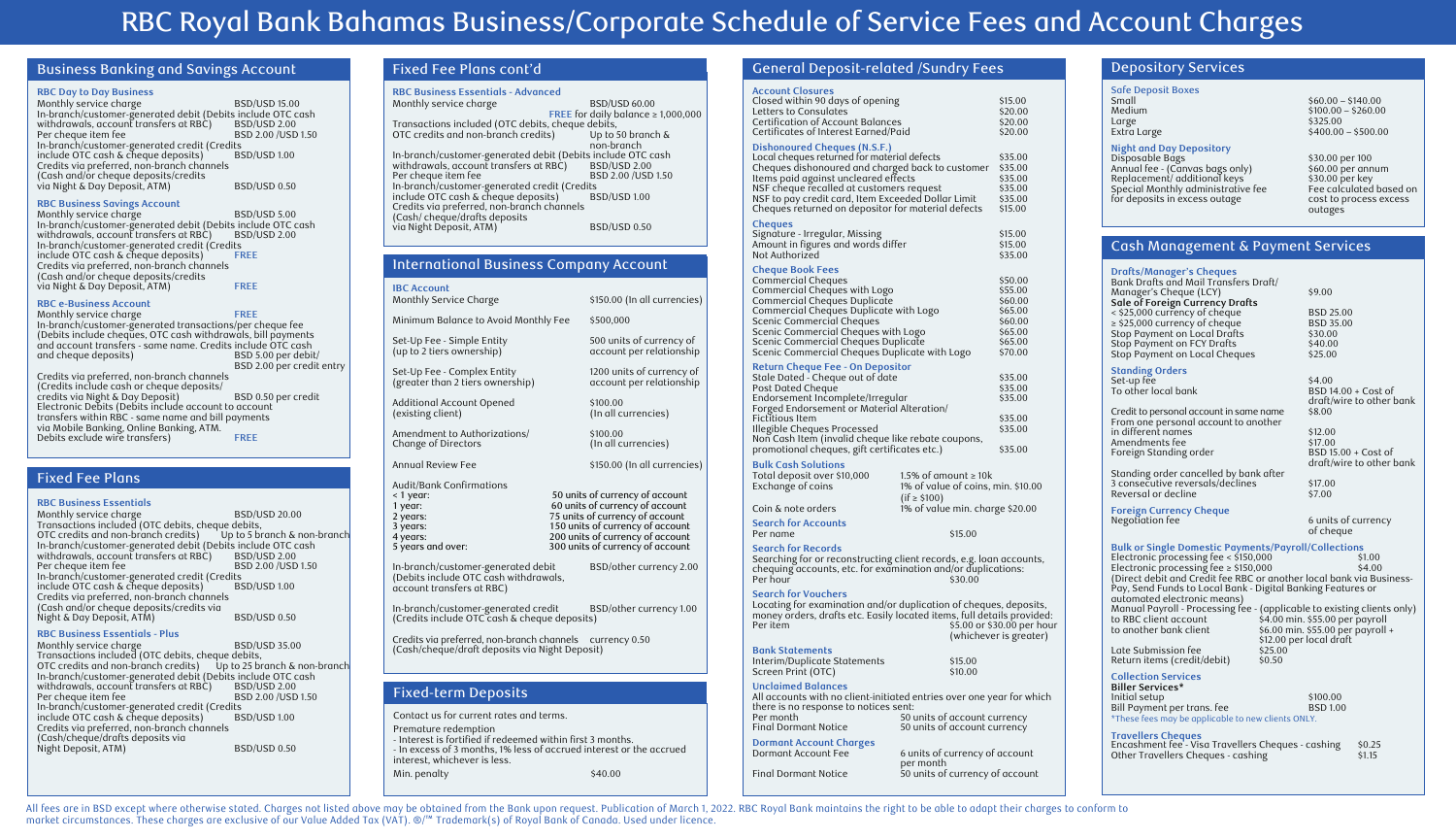# RBC Royal Bank Bahamas Business/Corporate Schedule of Service Fees and Account Charges

## Business Banking and Savings Account

### RBC Day to Day Business

| | |
|---|---|
| Monthly service charge | BSD/USD 15.00 |
| In-branch/customer-generated debit (Debits include OTC cash withdrawals, account transfers at RBC) | BSD/USD 2.00 |
| Per cheque item fee | BSD 2.00 /USD 1.50 |
| In-branch/customer-generated credit (Credits include OTC cash & cheque deposits) | BSD/USD 1.00 |
| Credits via preferred, non-branch channels (Cash and/or cheque deposits/credits via Night & Day Deposit, ATM) | BSD/USD 0.50 |

### RBC Business Savings Account

| | |
|---|---|
| Monthly service charge | BSD/USD 5.00 |
| In-branch/customer-generated debit (Debits include OTC cash withdrawals, account transfers at RBC) | BSD/USD 2.00 |
| In-branch/customer-generated credit (Credits include OTC cash & cheque deposits) | FREE |
| Credits via preferred, non-branch channels (Cash and/or cheque deposits/credits via Night & Day Deposit, ATM) | FREE |

### RBC e-Business Account

| | |
|---|---|
| Monthly service charge | FREE |
| In-branch/customer-generated transactions/per cheque fee (Debits include cheques, OTC cash withdrawals, bill payments and account transfers - same name. Credits include OTC cash and cheque deposits) | BSD 5.00 per debit/ BSD 2.00 per credit entry |
| Credits via preferred, non-branch channels (Credits include cash or cheque deposits/ credits via Night & Day Deposit) | BSD 0.50 per credit |
| Electronic Debits (Debits include account to account transfers within RBC - same name and bill payments via Mobile Banking, Online Banking, ATM. Debits exclude wire transfers) | FREE |

## Fixed Fee Plans

### RBC Business Essentials

| | |
|---|---|
| Monthly service charge | BSD/USD 20.00 |
| Transactions included (OTC debits, cheque debits, OTC credits and non-branch credits) | Up to 5 branch & non-branch |
| In-branch/customer-generated debit (Debits include OTC cash withdrawals, account transfers at RBC) | BSD/USD 2.00 |
| Per cheque item fee | BSD 2.00 /USD 1.50 |
| In-branch/customer-generated credit (Credits include OTC cash & cheque deposits) | BSD/USD 1.00 |
| Credits via preferred, non-branch channels (Cash and/or cheque deposits/credits via Night & Day Deposit, ATM) | BSD/USD 0.50 |

### RBC Business Essentials - Plus

| | |
|---|---|
| Monthly service charge | BSD/USD 35.00 |
| Transactions included (OTC debits, cheque debits, OTC credits and non-branch credits) | Up to 25 branch & non-branch |
| In-branch/customer-generated debit (Debits include OTC cash withdrawals, account transfers at RBC) | BSD/USD 2.00 |
| Per cheque item fee | BSD 2.00 /USD 1.50 |
| In-branch/customer-generated credit (Credits include OTC cash & cheque deposits) | BSD/USD 1.00 |
| Credits via preferred, non-branch channels (Cash/cheque/drafts deposits via Night Deposit, ATM) | BSD/USD 0.50 |

## Fixed Fee Plans cont'd

### RBC Business Essentials - Advanced

| | |
|---|---|
| Monthly service charge | BSD/USD 60.00 FREE for daily balance ≥ 1,000,000 |
| Transactions included (OTC debits, cheque debits, OTC credits and non-branch credits) | Up to 50 branch & non-branch |
| In-branch/customer-generated debit (Debits include OTC cash withdrawals, account transfers at RBC) | BSD/USD 2.00 |
| Per cheque item fee | BSD 2.00 /USD 1.50 |
| In-branch/customer-generated credit (Credits include OTC cash & cheque deposits) | BSD/USD 1.00 |
| Credits via preferred, non-branch channels (Cash/ cheque/drafts deposits via Night Deposit, ATM) | BSD/USD 0.50 |

## International Business Company Account

### IBC Account

| | |
|---|---|
| Monthly Service Charge | $150.00 (In all currencies) |
| Minimum Balance to Avoid Monthly Fee | $500,000 |
| Set-Up Fee - Simple Entity (up to 2 tiers ownership) | 500 units of currency of account per relationship |
| Set-Up Fee - Complex Entity (greater than 2 tiers ownership) | 1200 units of currency of account per relationship |
| Additional Account Opened (existing client) | $100.00 (In all currencies) |
| Amendment to Authorizations/ Change of Directors | $100.00 (In all currencies) |
| Annual Review Fee | $150.00 (In all currencies) |

Audit/Bank Confirmations

| | |
|---|---|
| < 1 year: | 50 units of currency of account |
| 1 year: | 60 units of currency of account |
| 2 years: | 75 units of currency of account |
| 3 years: | 150 units of currency of account |
| 4 years: | 200 units of currency of account |
| 5 years and over: | 300 units of currency of account |

| | |
|---|---|
| In-branch/customer-generated debit (Debits include OTC cash withdrawals, account transfers at RBC) | BSD/other currency 2.00 |
| In-branch/customer-generated credit (Credits include OTC cash & cheque deposits) | BSD/other currency 1.00 |
| Credits via preferred, non-branch channels (Cash/cheque/draft deposits via Night Deposit) | currency 0.50 |

## Fixed-term Deposits

Contact us for current rates and terms.

Premature redemption
- Interest is fortified if redeemed within first 3 months.
- In excess of 3 months, 1% less of accrued interest or the accrued interest, whichever is less.

| | |
|---|---|
| Min. penalty | $40.00 |

## General Deposit-related /Sundry Fees

### Account Closures

| | |
|---|---|
| Closed within 90 days of opening | $15.00 |
| Letters to Consulates | $20.00 |
| Certification of Account Balances | $20.00 |
| Certificates of Interest Earned/Paid | $20.00 |

### Dishonoured Cheques (N.S.F.)

| | |
|---|---|
| Local cheques returned for material defects | $35.00 |
| Cheques dishonoured and charged back to customer | $35.00 |
| Items paid against uncleared effects | $35.00 |
| NSF cheque recalled at customers request | $35.00 |
| NSF to pay credit card, Item Exceeded Dollar Limit | $35.00 |
| Cheques returned on depositor for material defects | $15.00 |

### Cheques

| | |
|---|---|
| Signature - Irregular, Missing | $15.00 |
| Amount in figures and words differ | $15.00 |
| Not Authorized | $35.00 |

### Cheque Book Fees

| | |
|---|---|
| Commercial Cheques | $50.00 |
| Commercial Cheques with Logo | $55.00 |
| Commercial Cheques Duplicate | $60.00 |
| Commercial Cheques Duplicate with Logo | $65.00 |
| Scenic Commercial Cheques | $60.00 |
| Scenic Commercial Cheques with Logo | $65.00 |
| Scenic Commercial Cheques Duplicate | $65.00 |
| Scenic Commercial Cheques Duplicate with Logo | $70.00 |

### Return Cheque Fee - On Depositor

| | |
|---|---|
| Stale Dated - Cheque out of date | $35.00 |
| Post Dated Cheque | $35.00 |
| Endorsement Incomplete/Irregular | $35.00 |
| Forged Endorsement or Material Alteration/ Fictitious Item | $35.00 |
| Illegible Cheques Processed | $35.00 |
| Non Cash Item (invalid cheque like rebate coupons, promotional cheques, gift certificates etc.) | $35.00 |

### Bulk Cash Solutions

| | |
|---|---|
| Total deposit over $10,000 | 1.5% of amount ≥ 10k |
| Exchange of coins | 1% of value of coins, min. $10.00 (if ≥ $100) |
| Coin & note orders | 1% of value min. charge $20.00 |

### Search for Accounts

| | |
|---|---|
| Per name | $15.00 |

### Search for Records

Searching for or reconstructing client records, e.g. loan accounts, chequing accounts, etc. for examination and/or duplications:

| | |
|---|---|
| Per hour | $30.00 |

### Search for Vouchers

Locating for examination and/or duplication of cheques, deposits, money orders, drafts etc. Easily located items, full details provided:

| | |
|---|---|
| Per item | $5.00 or $30.00 per hour (whichever is greater) |

### Bank Statements

| | |
|---|---|
| Interim/Duplicate Statements | $15.00 |
| Screen Print (OTC) | $10.00 |

### Unclaimed Balances

All accounts with no client-initiated entries over one year for which there is no response to notices sent:

| | |
|---|---|
| Per month | 50 units of account currency |
| Final Dormant Notice | 50 units of account currency |

### Dormant Account Charges

| | |
|---|---|
| Dormant Account Fee | 6 units of currency of account per month |
| Final Dormant Notice | 50 units of currency of account |

## Depository Services

### Safe Deposit Boxes

| | |
|---|---|
| Small | $60.00 – $140.00 |
| Medium | $100.00 – $260.00 |
| Large | $325.00 |
| Extra Large | $400.00 – $500.00 |

### Night and Day Depository

| | |
|---|---|
| Disposable Bags | $30.00 per 100 |
| Annual fee - (Canvas bags only) | $60.00 per annum |
| Replacement/ additional keys | $30.00 per key |
| Special Monthly administrative fee for deposits in excess outage | Fee calculated based on cost to process excess outages |

## Cash Management & Payment Services

### Drafts/Manager's Cheques

| | |
|---|---|
| Bank Drafts and Mail Transfers Draft/ Manager's Cheque (LCY) | $9.00 |
| **Sale of Foreign Currency Drafts** | |
| < $25,000 currency of cheque | BSD 25.00 |
| ≥ $25,000 currency of cheque | BSD 35.00 |
| Stop Payment on Local Drafts | $30.00 |
| Stop Payment on FCY Drafts | $40.00 |
| Stop Payment on Local Cheques | $25.00 |

### Standing Orders

| | |
|---|---|
| Set-up fee | $4.00 |
| To other local bank | BSD 14.00 + Cost of draft/wire to other bank |
| Credit to personal account in same name | $8.00 |
| From one personal account to another in different names | $12.00 |
| Amendments fee | $17.00 |
| Foreign Standing order | BSD 15.00 + Cost of draft/wire to other bank |
| Standing order cancelled by bank after 3 consecutive reversals/declines | $17.00 |
| Reversal or decline | $7.00 |

### Foreign Currency Cheque

| | |
|---|---|
| Negotiation fee | 6 units of currency of cheque |

### Bulk or Single Domestic Payments/Payroll/Collections

| | |
|---|---|
| Electronic processing fee < $150,000 | $1.00 |
| Electronic processing fee ≥ $150,000 | $4.00 |

(Direct debit and Credit fee RBC or another local bank via Business-Pay, Send Funds to Local Bank - Digital Banking Features or automated electronic means)

Manual Payroll - Processing fee - (applicable to existing clients only)

| | |
|---|---|
| to RBC client account | $4.00 min. $55.00 per payroll |
| to another bank client | $6.00 min. $55.00 per payroll + $12.00 per local draft |
| Late Submission fee | $25.00 |
| Return items (credit/debit) | $0.50 |

### Collection Services

**Biller Services***

| | |
|---|---|
| Initial setup | $100.00 |
| Bill Payment per trans. fee | BSD 1.00 |

*These fees may be applicable to new clients ONLY.

### Travellers Cheques

| | |
|---|---|
| Encashment fee - Visa Travellers Cheques - cashing | $0.25 |
| Other Travellers Cheques - cashing | $1.15 |

All fees are in BSD except where otherwise stated. Charges not listed above may be obtained from the Bank upon request. Publication of March 1, 2022. RBC Royal Bank maintains the right to be able to adapt their charges to conform to market circumstances. These charges are exclusive of our Value Added Tax (VAT). ®/™ Trademark(s) of Royal Bank of Canada. Used under licence.